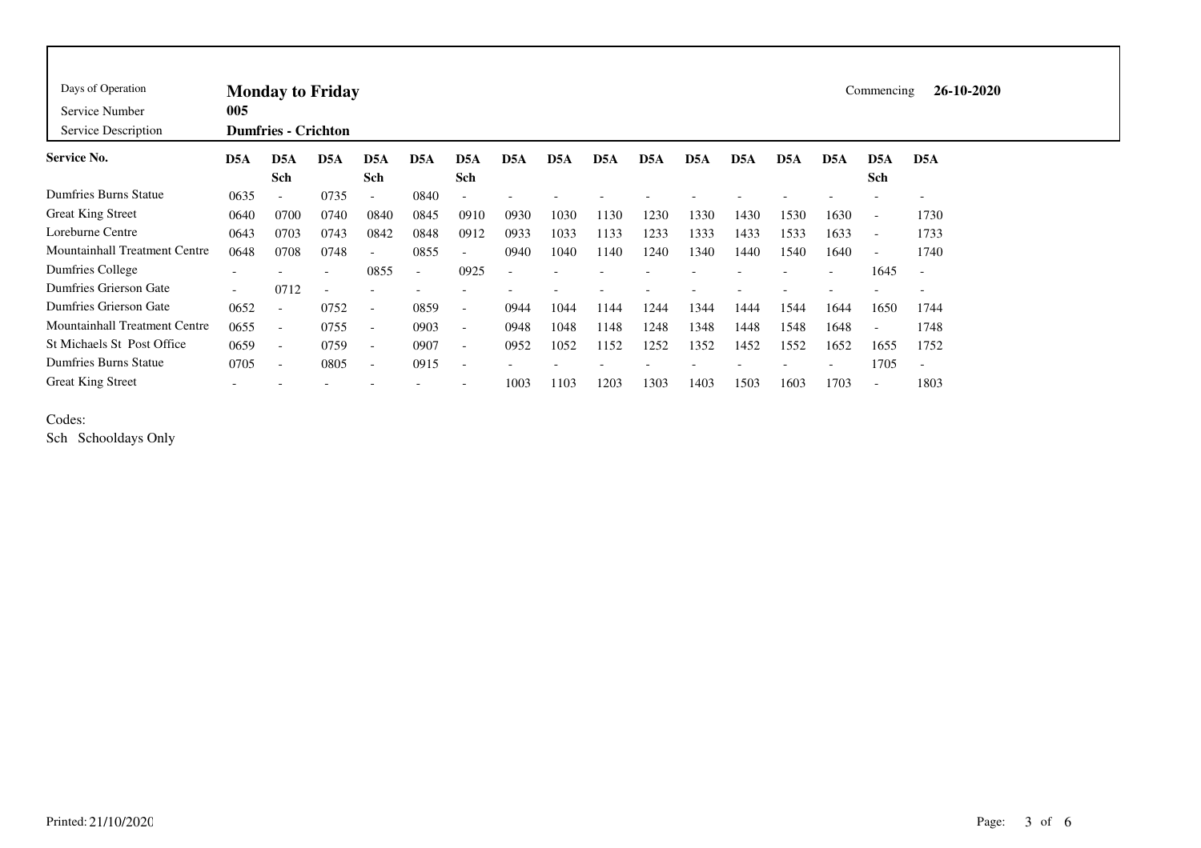| | | | | |
|---|---|---|---|---|
| Days of Operation | **Monday to Friday** | | Commencing | **26-10-2020** |
| Service Number | **005** | | | |
| Service Description | **Dumfries - Crichton** | | | |

| **Service No.** | **D5A** | **D5A Sch** | **D5A** | **D5A Sch** | **D5A** | **D5A Sch** | **D5A** | **D5A** | **D5A** | **D5A** | **D5A** | **D5A** | **D5A** | **D5A** | **D5A Sch** | **D5A** |
|---|---|---|---|---|---|---|---|---|---|---|---|---|---|---|---|---|
| Dumfries Burns Statue | 0635 | - | 0735 | - | 0840 | - | - | - | - | - | - | - | - | - | - | - |
| Great King Street | 0640 | 0700 | 0740 | 0840 | 0845 | 0910 | 0930 | 1030 | 1130 | 1230 | 1330 | 1430 | 1530 | 1630 | - | 1730 |
| Loreburne Centre | 0643 | 0703 | 0743 | 0842 | 0848 | 0912 | 0933 | 1033 | 1133 | 1233 | 1333 | 1433 | 1533 | 1633 | - | 1733 |
| Mountainhall Treatment Centre | 0648 | 0708 | 0748 | - | 0855 | - | 0940 | 1040 | 1140 | 1240 | 1340 | 1440 | 1540 | 1640 | - | 1740 |
| Dumfries College | - | - | - | 0855 | - | 0925 | - | - | - | - | - | - | - | - | 1645 | - |
| Dumfries Grierson Gate | - | 0712 | - | - | - | - | - | - | - | - | - | - | - | - | - | - |
| Dumfries Grierson Gate | 0652 | - | 0752 | - | 0859 | - | 0944 | 1044 | 1144 | 1244 | 1344 | 1444 | 1544 | 1644 | 1650 | 1744 |
| Mountainhall Treatment Centre | 0655 | - | 0755 | - | 0903 | - | 0948 | 1048 | 1148 | 1248 | 1348 | 1448 | 1548 | 1648 | - | 1748 |
| St Michaels St Post Office | 0659 | - | 0759 | - | 0907 | - | 0952 | 1052 | 1152 | 1252 | 1352 | 1452 | 1552 | 1652 | 1655 | 1752 |
| Dumfries Burns Statue | 0705 | - | 0805 | - | 0915 | - | - | - | - | - | - | - | - | - | 1705 | - |
| Great King Street | - | - | - | - | - | - | 1003 | 1103 | 1203 | 1303 | 1403 | 1503 | 1603 | 1703 | - | 1803 |

Codes:

Sch Schooldays Only

Printed: 21/10/2020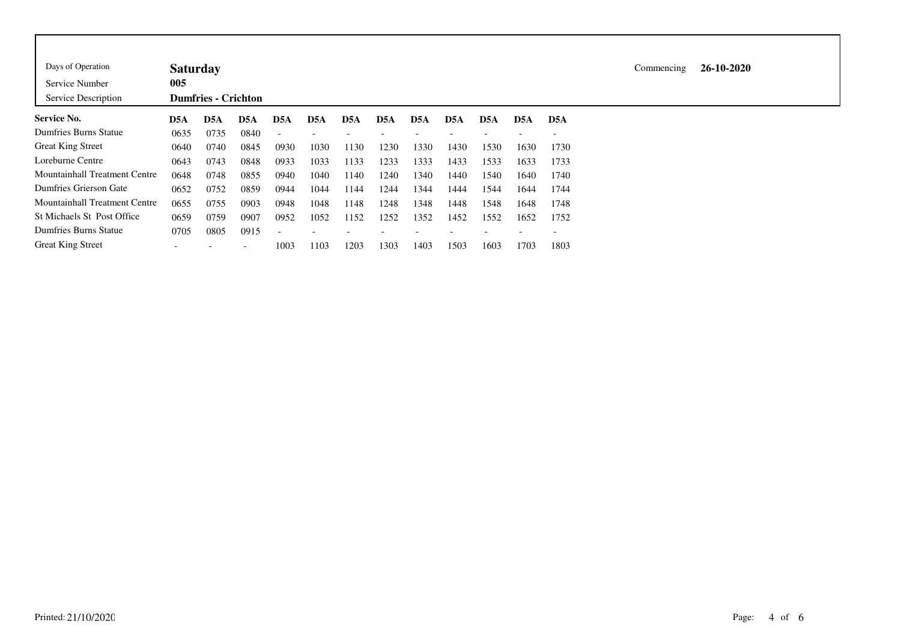| Days of Operation | Saturday | Commencing | 26-10-2020 |
|---|---|---|---|
| Service Number | 005 | | |
| Service Description | Dumfries - Crichton | | |

| Service No. | D5A | D5A | D5A | D5A | D5A | D5A | D5A | D5A | D5A | D5A | D5A | D5A |
|---|---|---|---|---|---|---|---|---|---|---|---|---|
| Dumfries Burns Statue | 0635 | 0735 | 0840 | - | - | - | - | - | - | - | - | - |
| Great King Street | 0640 | 0740 | 0845 | 0930 | 1030 | 1130 | 1230 | 1330 | 1430 | 1530 | 1630 | 1730 |
| Loreburne Centre | 0643 | 0743 | 0848 | 0933 | 1033 | 1133 | 1233 | 1333 | 1433 | 1533 | 1633 | 1733 |
| Mountainhall Treatment Centre | 0648 | 0748 | 0855 | 0940 | 1040 | 1140 | 1240 | 1340 | 1440 | 1540 | 1640 | 1740 |
| Dumfries Grierson Gate | 0652 | 0752 | 0859 | 0944 | 1044 | 1144 | 1244 | 1344 | 1444 | 1544 | 1644 | 1744 |
| Mountainhall Treatment Centre | 0655 | 0755 | 0903 | 0948 | 1048 | 1148 | 1248 | 1348 | 1448 | 1548 | 1648 | 1748 |
| St Michaels St Post Office | 0659 | 0759 | 0907 | 0952 | 1052 | 1152 | 1252 | 1352 | 1452 | 1552 | 1652 | 1752 |
| Dumfries Burns Statue | 0705 | 0805 | 0915 | - | - | - | - | - | - | - | - | - |
| Great King Street | - | - | - | 1003 | 1103 | 1203 | 1303 | 1403 | 1503 | 1603 | 1703 | 1803 |

Printed: 21/10/2020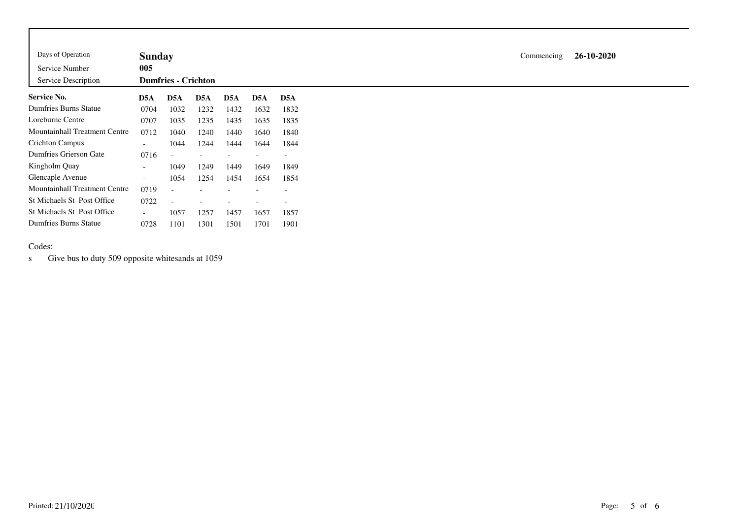| | | | |
|---|---|---|---|
| Days of Operation | **Sunday** | Commencing | **26-10-2020** |
| Service Number | **005** | | |
| Service Description | **Dumfries - Crichton** | | |

| **Service No.** | **D5A** | **D5A** | **D5A** | **D5A** | **D5A** | **D5A** |
|---|---|---|---|---|---|---|
| Dumfries Burns Statue | 0704 | 1032 | 1232 | 1432 | 1632 | 1832 |
| Loreburne Centre | 0707 | 1035 | 1235 | 1435 | 1635 | 1835 |
| Mountainhall Treatment Centre | 0712 | 1040 | 1240 | 1440 | 1640 | 1840 |
| Crichton Campus | - | 1044 | 1244 | 1444 | 1644 | 1844 |
| Dumfries Grierson Gate | 0716 | - | - | - | - | - |
| Kingholm Quay | - | 1049 | 1249 | 1449 | 1649 | 1849 |
| Glencaple Avenue | - | 1054 | 1254 | 1454 | 1654 | 1854 |
| Mountainhall Treatment Centre | 0719 | - | - | - | - | - |
| St Michaels St Post Office | 0722 | - | - | - | - | - |
| St Michaels St Post Office | - | 1057 | 1257 | 1457 | 1657 | 1857 |
| Dumfries Burns Statue | 0728 | 1101 | 1301 | 1501 | 1701 | 1901 |

Codes:

s Give bus to duty 509 opposite whitesands at 1059

Printed: 21/10/2020